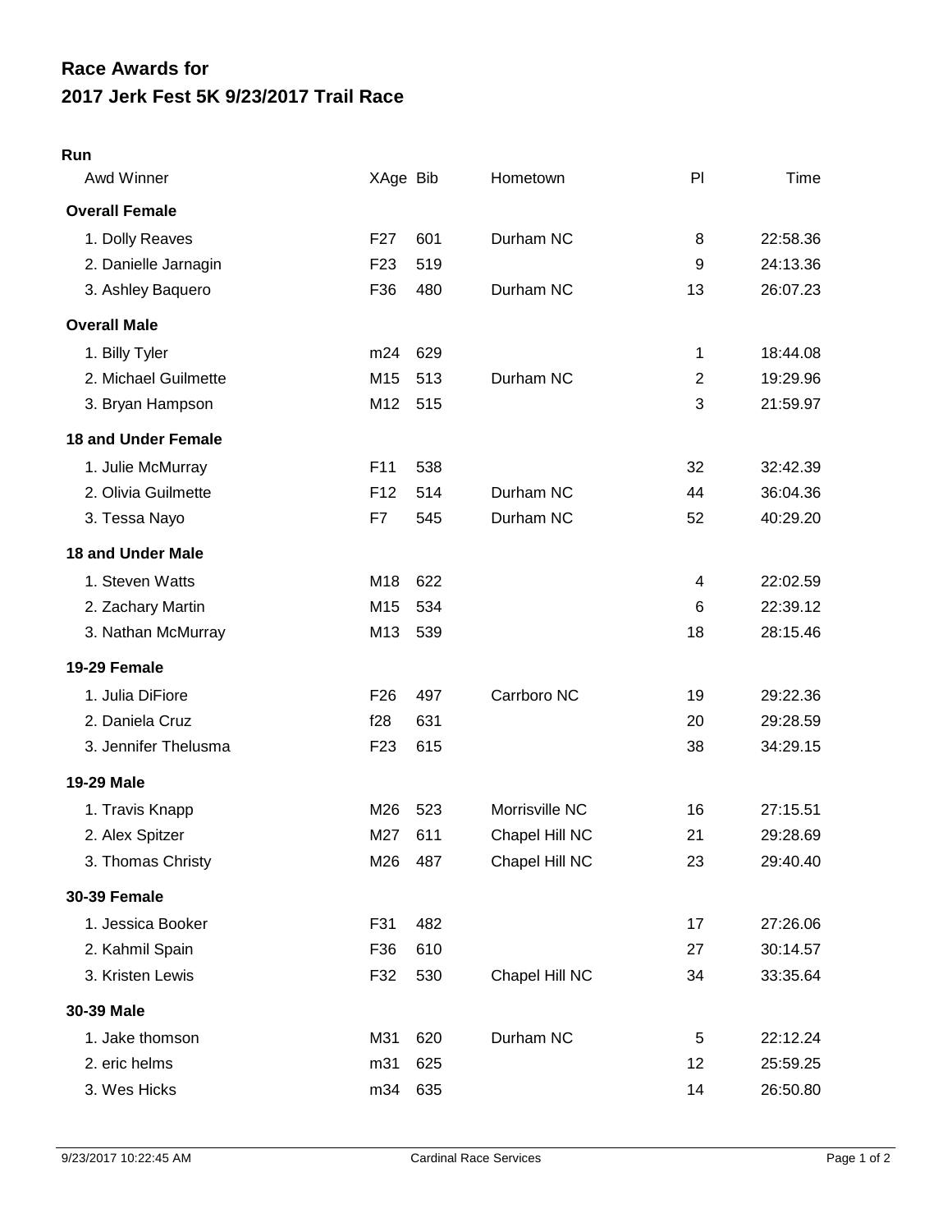# Race Awards for
# 2017 Jerk Fest 5K 9/23/2017 Trail Race

**Run**

| Awd Winner | XAge | Bib | Hometown | Pl | Time |
|---|---|---|---|---|---|
| **Overall Female** | | | | | |
| 1. Dolly Reaves | F27 | 601 | Durham NC | 8 | 22:58.36 |
| 2. Danielle Jarnagin | F23 | 519 | | 9 | 24:13.36 |
| 3. Ashley Baquero | F36 | 480 | Durham NC | 13 | 26:07.23 |
| **Overall Male** | | | | | |
| 1. Billy Tyler | m24 | 629 | | 1 | 18:44.08 |
| 2. Michael Guilmette | M15 | 513 | Durham NC | 2 | 19:29.96 |
| 3. Bryan Hampson | M12 | 515 | | 3 | 21:59.97 |
| **18 and Under Female** | | | | | |
| 1. Julie McMurray | F11 | 538 | | 32 | 32:42.39 |
| 2. Olivia Guilmette | F12 | 514 | Durham NC | 44 | 36:04.36 |
| 3. Tessa Nayo | F7 | 545 | Durham NC | 52 | 40:29.20 |
| **18 and Under Male** | | | | | |
| 1. Steven Watts | M18 | 622 | | 4 | 22:02.59 |
| 2. Zachary Martin | M15 | 534 | | 6 | 22:39.12 |
| 3. Nathan McMurray | M13 | 539 | | 18 | 28:15.46 |
| **19-29 Female** | | | | | |
| 1. Julia DiFiore | F26 | 497 | Carrboro NC | 19 | 29:22.36 |
| 2. Daniela Cruz | f28 | 631 | | 20 | 29:28.59 |
| 3. Jennifer Thelusma | F23 | 615 | | 38 | 34:29.15 |
| **19-29 Male** | | | | | |
| 1. Travis Knapp | M26 | 523 | Morrisville NC | 16 | 27:15.51 |
| 2. Alex Spitzer | M27 | 611 | Chapel Hill NC | 21 | 29:28.69 |
| 3. Thomas Christy | M26 | 487 | Chapel Hill NC | 23 | 29:40.40 |
| **30-39 Female** | | | | | |
| 1. Jessica Booker | F31 | 482 | | 17 | 27:26.06 |
| 2. Kahmil Spain | F36 | 610 | | 27 | 30:14.57 |
| 3. Kristen Lewis | F32 | 530 | Chapel Hill NC | 34 | 33:35.64 |
| **30-39 Male** | | | | | |
| 1. Jake thomson | M31 | 620 | Durham NC | 5 | 22:12.24 |
| 2. eric helms | m31 | 625 | | 12 | 25:59.25 |
| 3. Wes Hicks | m34 | 635 | | 14 | 26:50.80 |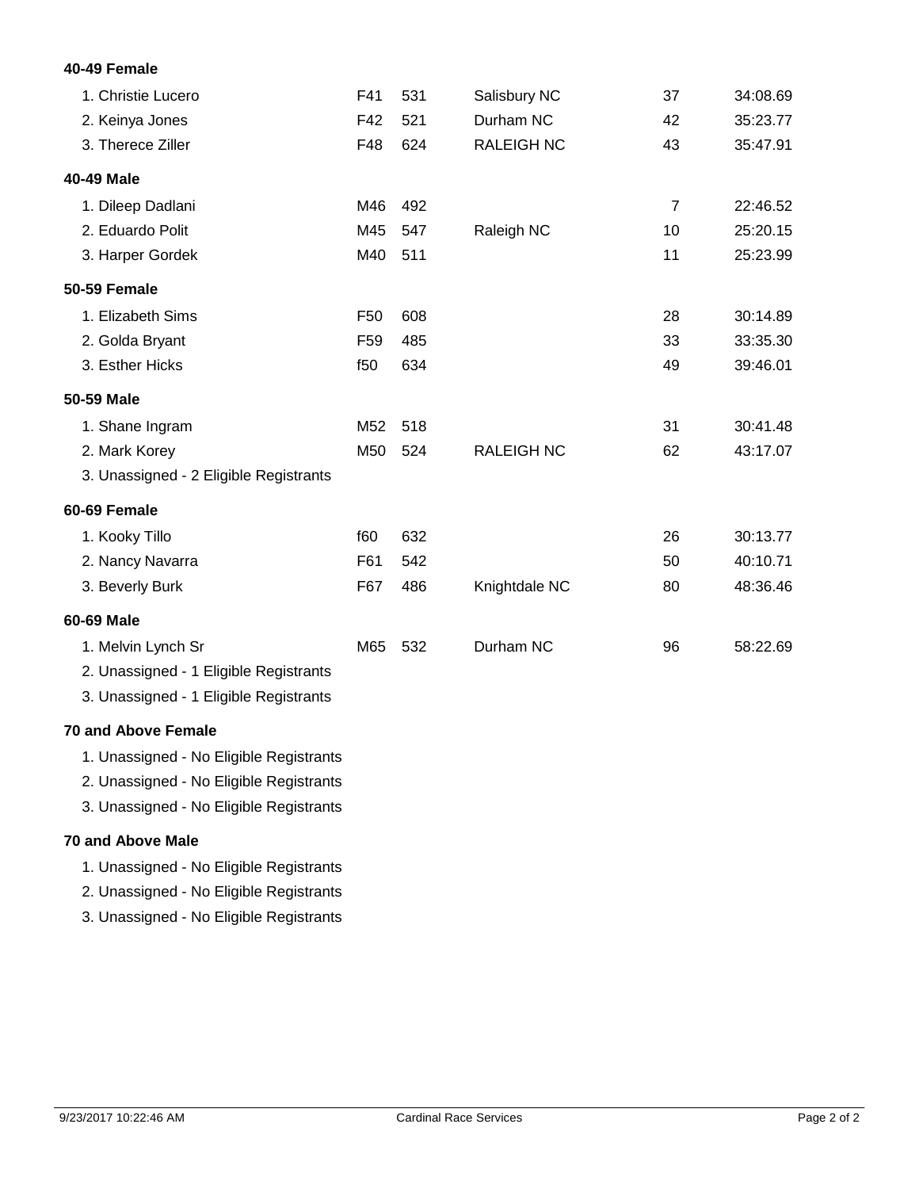**40-49 Female**

| | | | | | |
|---|---|---|---|---|---|
| 1. Christie Lucero | F41 | 531 | Salisbury NC | 37 | 34:08.69 |
| 2. Keinya Jones | F42 | 521 | Durham NC | 42 | 35:23.77 |
| 3. Therece Ziller | F48 | 624 | RALEIGH NC | 43 | 35:47.91 |

**40-49 Male**

| | | | | | |
|---|---|---|---|---|---|
| 1. Dileep Dadlani | M46 | 492 | | 7 | 22:46.52 |
| 2. Eduardo Polit | M45 | 547 | Raleigh NC | 10 | 25:20.15 |
| 3. Harper Gordek | M40 | 511 | | 11 | 25:23.99 |

**50-59 Female**

| | | | | | |
|---|---|---|---|---|---|
| 1. Elizabeth Sims | F50 | 608 | | 28 | 30:14.89 |
| 2. Golda Bryant | F59 | 485 | | 33 | 33:35.30 |
| 3. Esther Hicks | f50 | 634 | | 49 | 39:46.01 |

**50-59 Male**

| | | | | | |
|---|---|---|---|---|---|
| 1. Shane Ingram | M52 | 518 | | 31 | 30:41.48 |
| 2. Mark Korey | M50 | 524 | RALEIGH NC | 62 | 43:17.07 |
| 3. Unassigned - 2 Eligible Registrants | | | | | |

**60-69 Female**

| | | | | | |
|---|---|---|---|---|---|
| 1. Kooky Tillo | f60 | 632 | | 26 | 30:13.77 |
| 2. Nancy Navarra | F61 | 542 | | 50 | 40:10.71 |
| 3. Beverly Burk | F67 | 486 | Knightdale NC | 80 | 48:36.46 |

**60-69 Male**

| | | | | | |
|---|---|---|---|---|---|
| 1. Melvin Lynch Sr | M65 | 532 | Durham NC | 96 | 58:22.69 |
| 2. Unassigned - 1 Eligible Registrants | | | | | |
| 3. Unassigned - 1 Eligible Registrants | | | | | |

**70 and Above Female**

1. Unassigned - No Eligible Registrants
2. Unassigned - No Eligible Registrants
3. Unassigned - No Eligible Registrants

**70 and Above Male**

1. Unassigned - No Eligible Registrants
2. Unassigned - No Eligible Registrants
3. Unassigned - No Eligible Registrants

9/23/2017 10:22:46 AM Cardinal Race Services